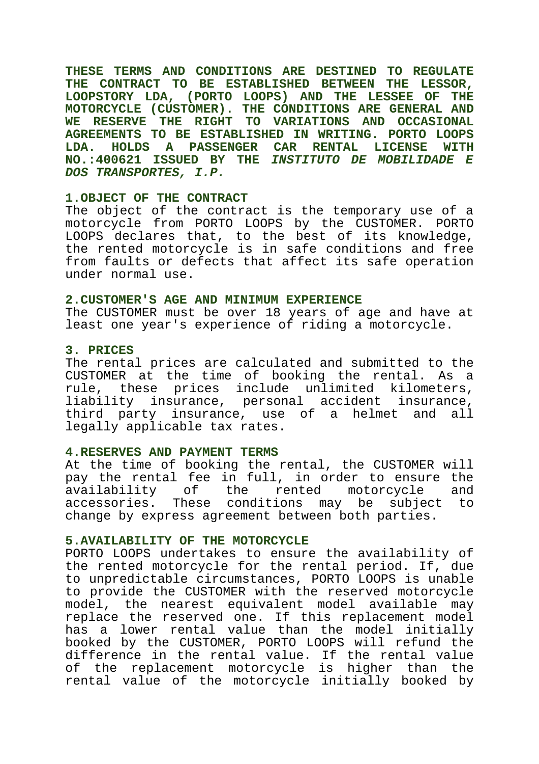**THESE TERMS AND CONDITIONS ARE DESTINED TO REGULATE THE CONTRACT TO BE ESTABLISHED BETWEEN THE LESSOR, LOOPSTORY LDA, (PORTO LOOPS) AND THE LESSEE OF THE MOTORCYCLE (CUSTOMER). THE CONDITIONS ARE GENERAL AND WE RESERVE THE RIGHT TO VARIATIONS AND OCCASIONAL AGREEMENTS TO BE ESTABLISHED IN WRITING. PORTO LOOPS LDA. HOLDS A PASSENGER CAR RENTAL LICENSE WITH NO.:400621 ISSUED BY THE *INSTITUTO DE MOBILIDADE E DOS TRANSPORTES, I.P.***

### 1.OBJECT OF THE CONTRACT

The object of the contract is the temporary use of a motorcycle from PORTO LOOPS by the CUSTOMER. PORTO LOOPS declares that, to the best of its knowledge, the rented motorcycle is in safe conditions and free from faults or defects that affect its safe operation under normal use.

### 2.CUSTOMER'S AGE AND MINIMUM EXPERIENCE

The CUSTOMER must be over 18 years of age and have at least one year's experience of riding a motorcycle.

### 3. PRICES

The rental prices are calculated and submitted to the CUSTOMER at the time of booking the rental. As a rule, these prices include unlimited kilometers, liability insurance, personal accident insurance, third party insurance, use of a helmet and all legally applicable tax rates.

### 4.RESERVES AND PAYMENT TERMS

At the time of booking the rental, the CUSTOMER will pay the rental fee in full, in order to ensure the availability of the rented motorcycle and accessories. These conditions may be subject to change by express agreement between both parties.

### 5.AVAILABILITY OF THE MOTORCYCLE

PORTO LOOPS undertakes to ensure the availability of the rented motorcycle for the rental period. If, due to unpredictable circumstances, PORTO LOOPS is unable to provide the CUSTOMER with the reserved motorcycle model, the nearest equivalent model available may replace the reserved one. If this replacement model has a lower rental value than the model initially booked by the CUSTOMER, PORTO LOOPS will refund the difference in the rental value. If the rental value of the replacement motorcycle is higher than the rental value of the motorcycle initially booked by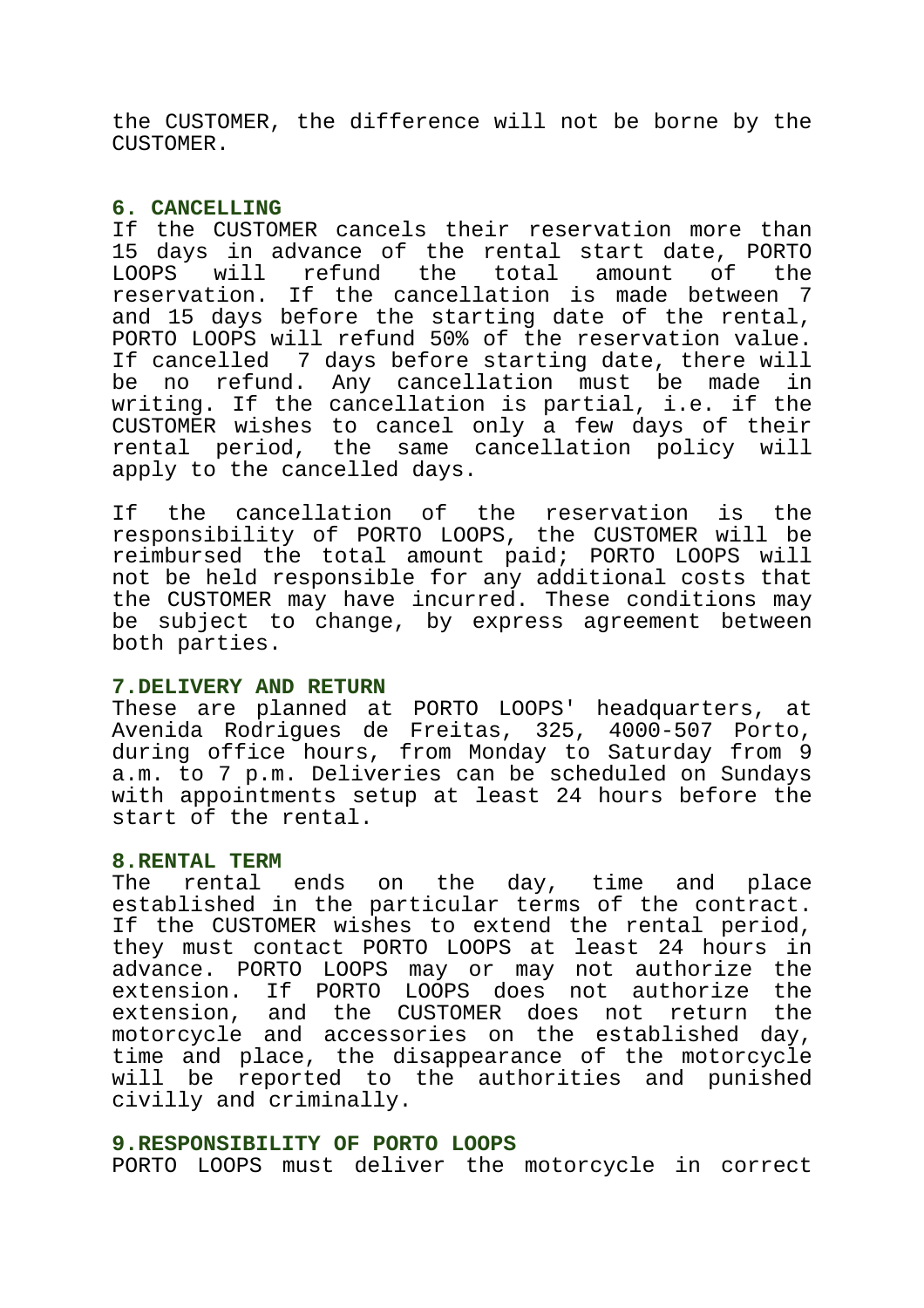the CUSTOMER, the difference will not be borne by the CUSTOMER.

## 6. CANCELLING

If the CUSTOMER cancels their reservation more than 15 days in advance of the rental start date, PORTO LOOPS will refund the total amount of the reservation. If the cancellation is made between 7 and 15 days before the starting date of the rental, PORTO LOOPS will refund 50% of the reservation value. If cancelled 7 days before starting date, there will be no refund. Any cancellation must be made in writing. If the cancellation is partial, i.e. if the CUSTOMER wishes to cancel only a few days of their rental period, the same cancellation policy will apply to the cancelled days.

If the cancellation of the reservation is the responsibility of PORTO LOOPS, the CUSTOMER will be reimbursed the total amount paid; PORTO LOOPS will not be held responsible for any additional costs that the CUSTOMER may have incurred. These conditions may be subject to change, by express agreement between both parties.

## 7.DELIVERY AND RETURN

These are planned at PORTO LOOPS' headquarters, at Avenida Rodrigues de Freitas, 325, 4000-507 Porto, during office hours, from Monday to Saturday from 9 a.m. to 7 p.m. Deliveries can be scheduled on Sundays with appointments setup at least 24 hours before the start of the rental.

## 8.RENTAL TERM

The rental ends on the day, time and place established in the particular terms of the contract. If the CUSTOMER wishes to extend the rental period, they must contact PORTO LOOPS at least 24 hours in advance. PORTO LOOPS may or may not authorize the extension. If PORTO LOOPS does not authorize the extension, and the CUSTOMER does not return the motorcycle and accessories on the established day, time and place, the disappearance of the motorcycle will be reported to the authorities and punished civilly and criminally.

## 9.RESPONSIBILITY OF PORTO LOOPS

PORTO LOOPS must deliver the motorcycle in correct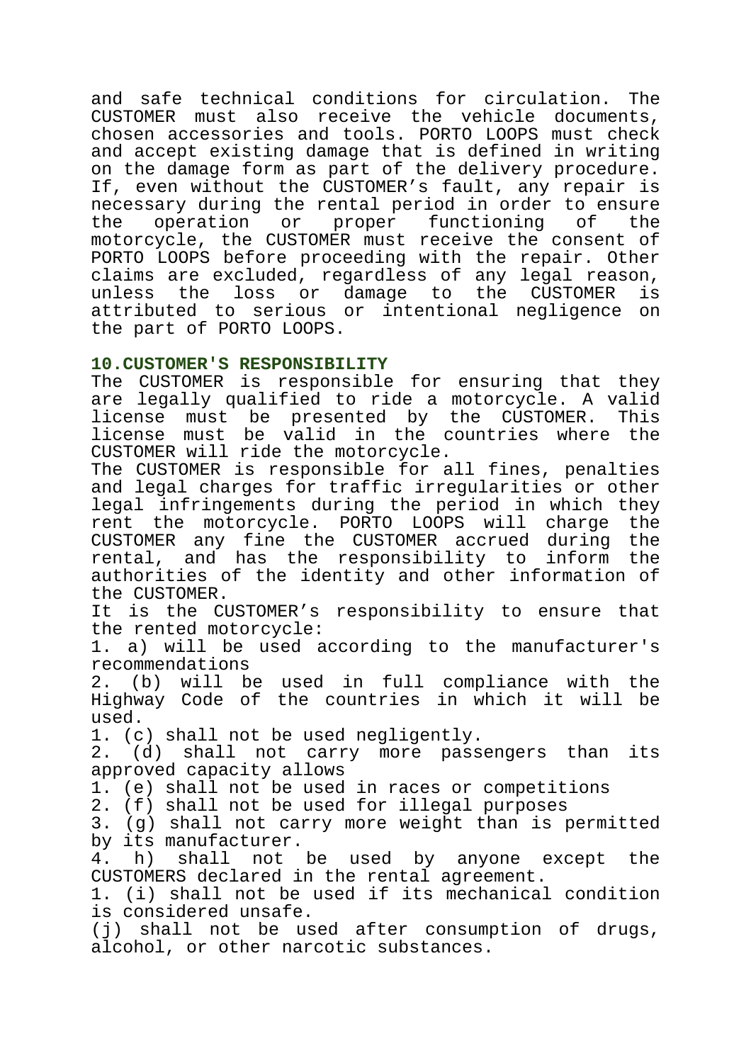and safe technical conditions for circulation. The CUSTOMER must also receive the vehicle documents, chosen accessories and tools. PORTO LOOPS must check and accept existing damage that is defined in writing on the damage form as part of the delivery procedure. If, even without the CUSTOMER's fault, any repair is necessary during the rental period in order to ensure the operation or proper functioning of the motorcycle, the CUSTOMER must receive the consent of PORTO LOOPS before proceeding with the repair. Other claims are excluded, regardless of any legal reason, unless the loss or damage to the CUSTOMER is attributed to serious or intentional negligence on the part of PORTO LOOPS.

## 10.CUSTOMER'S RESPONSIBILITY

The CUSTOMER is responsible for ensuring that they are legally qualified to ride a motorcycle. A valid license must be presented by the CUSTOMER. This license must be valid in the countries where the CUSTOMER will ride the motorcycle.

The CUSTOMER is responsible for all fines, penalties and legal charges for traffic irregularities or other legal infringements during the period in which they rent the motorcycle. PORTO LOOPS will charge the CUSTOMER any fine the CUSTOMER accrued during the rental, and has the responsibility to inform the authorities of the identity and other information of the CUSTOMER.

It is the CUSTOMER's responsibility to ensure that the rented motorcycle:

1. a) will be used according to the manufacturer's recommendations
2. (b) will be used in full compliance with the Highway Code of the countries in which it will be used.
1. (c) shall not be used negligently.
2. (d) shall not carry more passengers than its approved capacity allows
1. (e) shall not be used in races or competitions
2. (f) shall not be used for illegal purposes
3. (g) shall not carry more weight than is permitted by its manufacturer.
4. h) shall not be used by anyone except the CUSTOMERS declared in the rental agreement.
1. (i) shall not be used if its mechanical condition is considered unsafe.

(j) shall not be used after consumption of drugs, alcohol, or other narcotic substances.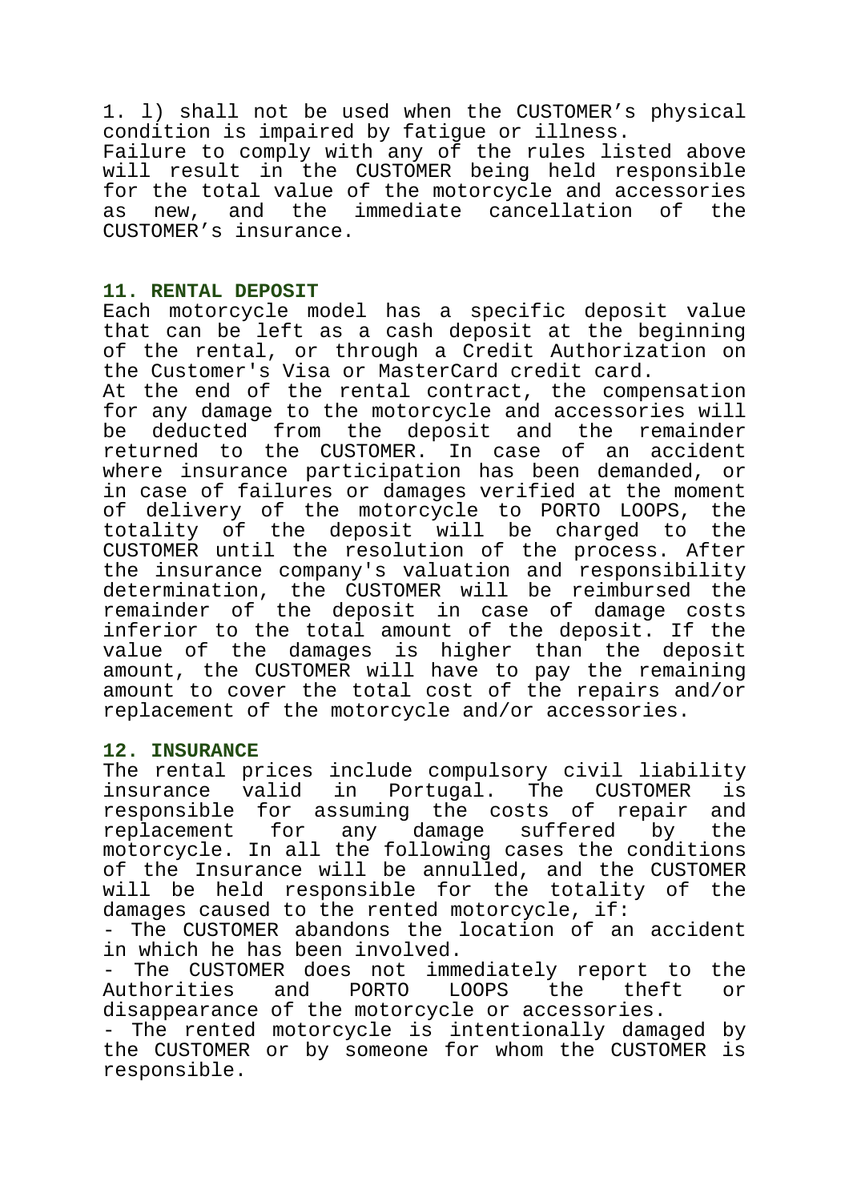1. l) shall not be used when the CUSTOMER’s physical condition is impaired by fatigue or illness.

Failure to comply with any of the rules listed above will result in the CUSTOMER being held responsible for the total value of the motorcycle and accessories as new, and the immediate cancellation of the CUSTOMER’s insurance.

## 11. RENTAL DEPOSIT

Each motorcycle model has a specific deposit value that can be left as a cash deposit at the beginning of the rental, or through a Credit Authorization on the Customer's Visa or MasterCard credit card.

At the end of the rental contract, the compensation for any damage to the motorcycle and accessories will be deducted from the deposit and the remainder returned to the CUSTOMER. In case of an accident where insurance participation has been demanded, or in case of failures or damages verified at the moment of delivery of the motorcycle to PORTO LOOPS, the totality of the deposit will be charged to the CUSTOMER until the resolution of the process. After the insurance company's valuation and responsibility determination, the CUSTOMER will be reimbursed the remainder of the deposit in case of damage costs inferior to the total amount of the deposit. If the value of the damages is higher than the deposit amount, the CUSTOMER will have to pay the remaining amount to cover the total cost of the repairs and/or replacement of the motorcycle and/or accessories.

## 12. INSURANCE

The rental prices include compulsory civil liability insurance valid in Portugal. The CUSTOMER is responsible for assuming the costs of repair and replacement for any damage suffered by the motorcycle. In all the following cases the conditions of the Insurance will be annulled, and the CUSTOMER will be held responsible for the totality of the damages caused to the rented motorcycle, if:

- The CUSTOMER abandons the location of an accident in which he has been involved.
- The CUSTOMER does not immediately report to the Authorities and PORTO LOOPS the theft or disappearance of the motorcycle or accessories.
- The rented motorcycle is intentionally damaged by the CUSTOMER or by someone for whom the CUSTOMER is responsible.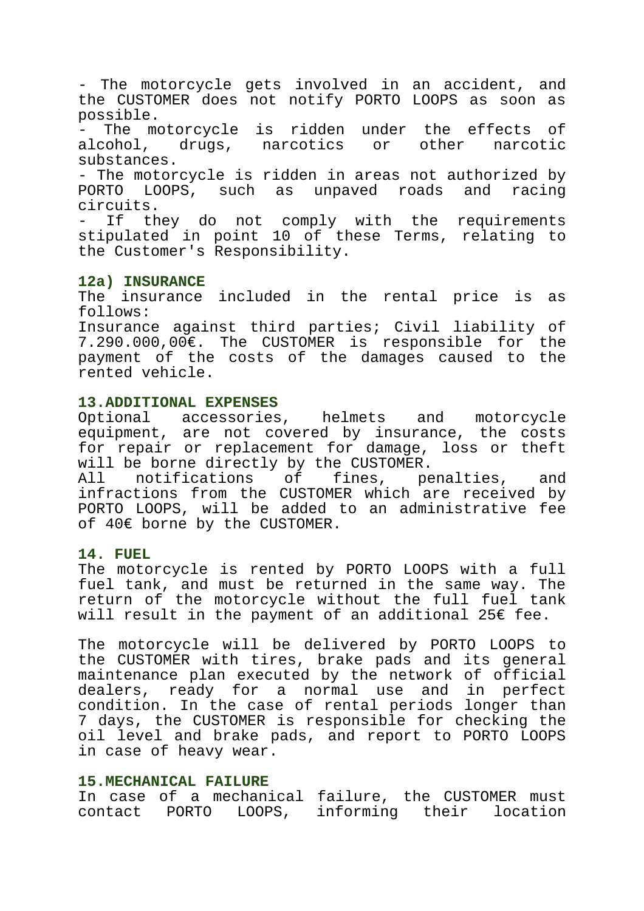- The motorcycle gets involved in an accident, and the CUSTOMER does not notify PORTO LOOPS as soon as possible.
- The motorcycle is ridden under the effects of alcohol, drugs, narcotics or other narcotic substances.
- The motorcycle is ridden in areas not authorized by PORTO LOOPS, such as unpaved roads and racing circuits.
- If they do not comply with the requirements stipulated in point 10 of these Terms, relating to the Customer's Responsibility.

**12a) INSURANCE**

The insurance included in the rental price is as follows:
Insurance against third parties; Civil liability of 7.290.000,00€. The CUSTOMER is responsible for the payment of the costs of the damages caused to the rented vehicle.

**13.ADDITIONAL EXPENSES**

Optional accessories, helmets and motorcycle equipment, are not covered by insurance, the costs for repair or replacement for damage, loss or theft will be borne directly by the CUSTOMER.
All notifications of fines, penalties, and infractions from the CUSTOMER which are received by PORTO LOOPS, will be added to an administrative fee of 40€ borne by the CUSTOMER.

**14. FUEL**

The motorcycle is rented by PORTO LOOPS with a full fuel tank, and must be returned in the same way. The return of the motorcycle without the full fuel tank will result in the payment of an additional 25€ fee.

The motorcycle will be delivered by PORTO LOOPS to the CUSTOMER with tires, brake pads and its general maintenance plan executed by the network of official dealers, ready for a normal use and in perfect condition. In the case of rental periods longer than 7 days, the CUSTOMER is responsible for checking the oil level and brake pads, and report to PORTO LOOPS in case of heavy wear.

**15.MECHANICAL FAILURE**

In case of a mechanical failure, the CUSTOMER must contact PORTO LOOPS, informing their location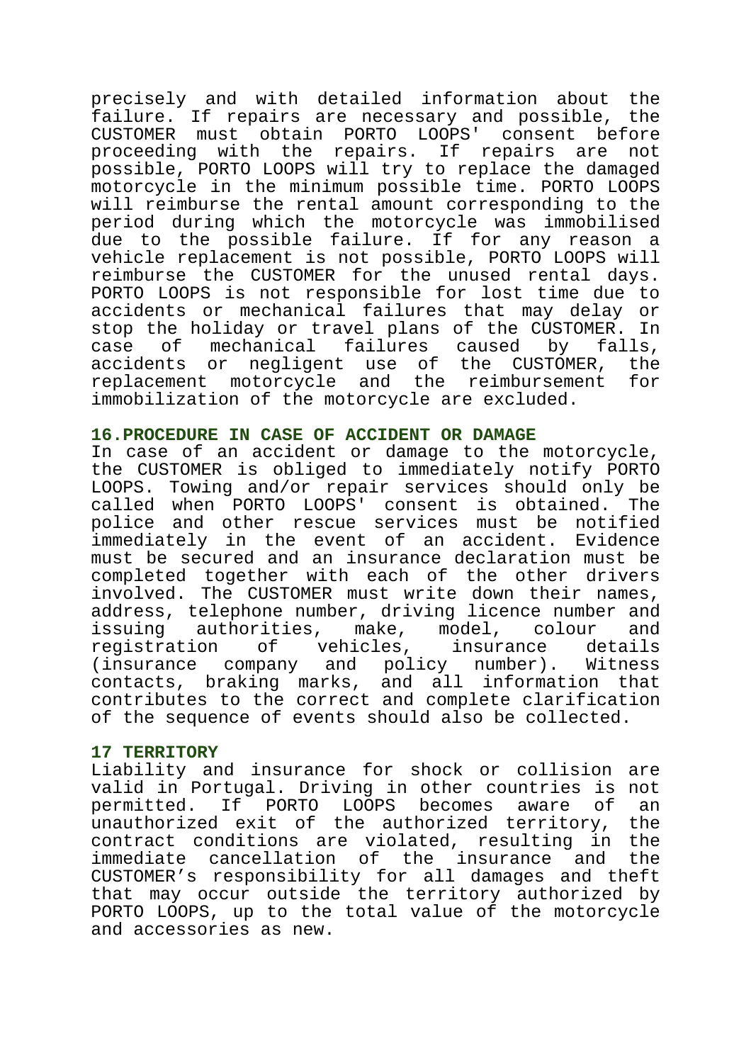precisely and with detailed information about the failure. If repairs are necessary and possible, the CUSTOMER must obtain PORTO LOOPS' consent before proceeding with the repairs. If repairs are not possible, PORTO LOOPS will try to replace the damaged motorcycle in the minimum possible time. PORTO LOOPS will reimburse the rental amount corresponding to the period during which the motorcycle was immobilised due to the possible failure. If for any reason a vehicle replacement is not possible, PORTO LOOPS will reimburse the CUSTOMER for the unused rental days. PORTO LOOPS is not responsible for lost time due to accidents or mechanical failures that may delay or stop the holiday or travel plans of the CUSTOMER. In case of mechanical failures caused by falls, accidents or negligent use of the CUSTOMER, the replacement motorcycle and the reimbursement for immobilization of the motorcycle are excluded.

## 16.PROCEDURE IN CASE OF ACCIDENT OR DAMAGE

In case of an accident or damage to the motorcycle, the CUSTOMER is obliged to immediately notify PORTO LOOPS. Towing and/or repair services should only be called when PORTO LOOPS' consent is obtained. The police and other rescue services must be notified immediately in the event of an accident. Evidence must be secured and an insurance declaration must be completed together with each of the other drivers involved. The CUSTOMER must write down their names, address, telephone number, driving licence number and issuing authorities, make, model, colour and registration of vehicles, insurance details (insurance company and policy number). Witness contacts, braking marks, and all information that contributes to the correct and complete clarification of the sequence of events should also be collected.

## 17 TERRITORY

Liability and insurance for shock or collision are valid in Portugal. Driving in other countries is not permitted. If PORTO LOOPS becomes aware of an unauthorized exit of the authorized territory, the contract conditions are violated, resulting in the immediate cancellation of the insurance and the CUSTOMER's responsibility for all damages and theft that may occur outside the territory authorized by PORTO LOOPS, up to the total value of the motorcycle and accessories as new.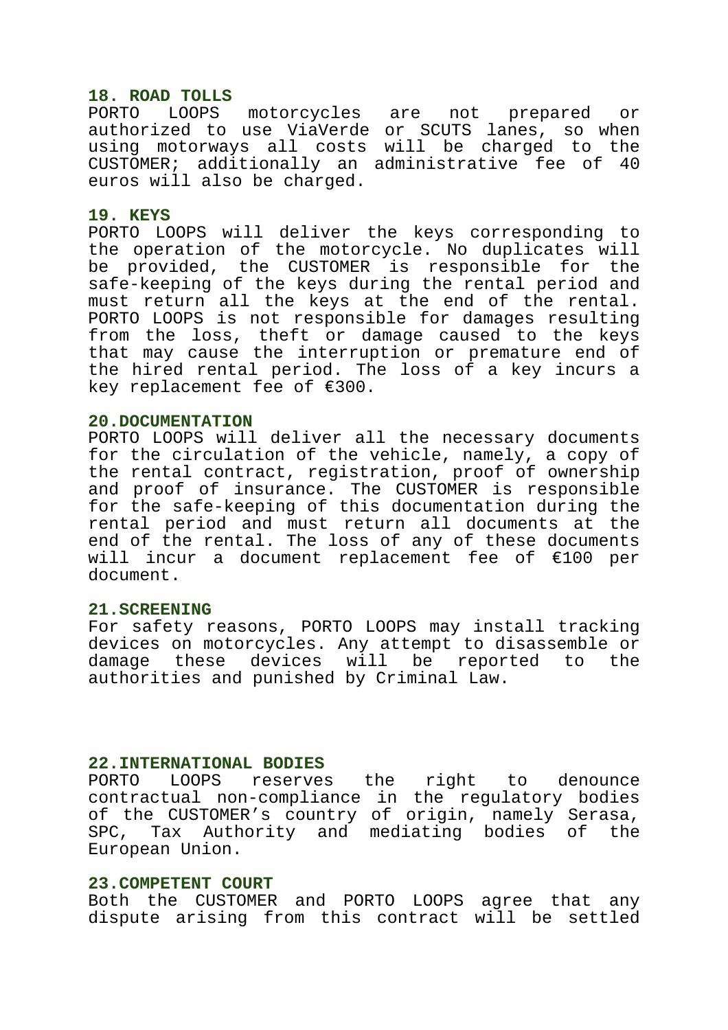## 18. ROAD TOLLS

PORTO LOOPS motorcycles are not prepared or authorized to use ViaVerde or SCUTS lanes, so when using motorways all costs will be charged to the CUSTOMER; additionally an administrative fee of 40 euros will also be charged.

## 19. KEYS

PORTO LOOPS will deliver the keys corresponding to the operation of the motorcycle. No duplicates will be provided, the CUSTOMER is responsible for the safe-keeping of the keys during the rental period and must return all the keys at the end of the rental. PORTO LOOPS is not responsible for damages resulting from the loss, theft or damage caused to the keys that may cause the interruption or premature end of the hired rental period. The loss of a key incurs a key replacement fee of €300.

## 20.DOCUMENTATION

PORTO LOOPS will deliver all the necessary documents for the circulation of the vehicle, namely, a copy of the rental contract, registration, proof of ownership and proof of insurance. The CUSTOMER is responsible for the safe-keeping of this documentation during the rental period and must return all documents at the end of the rental. The loss of any of these documents will incur a document replacement fee of €100 per document.

## 21.SCREENING

For safety reasons, PORTO LOOPS may install tracking devices on motorcycles. Any attempt to disassemble or damage these devices will be reported to the authorities and punished by Criminal Law.

## 22.INTERNATIONAL BODIES

PORTO LOOPS reserves the right to denounce contractual non-compliance in the regulatory bodies of the CUSTOMER's country of origin, namely Serasa, SPC, Tax Authority and mediating bodies of the European Union.

## 23.COMPETENT COURT

Both the CUSTOMER and PORTO LOOPS agree that any dispute arising from this contract will be settled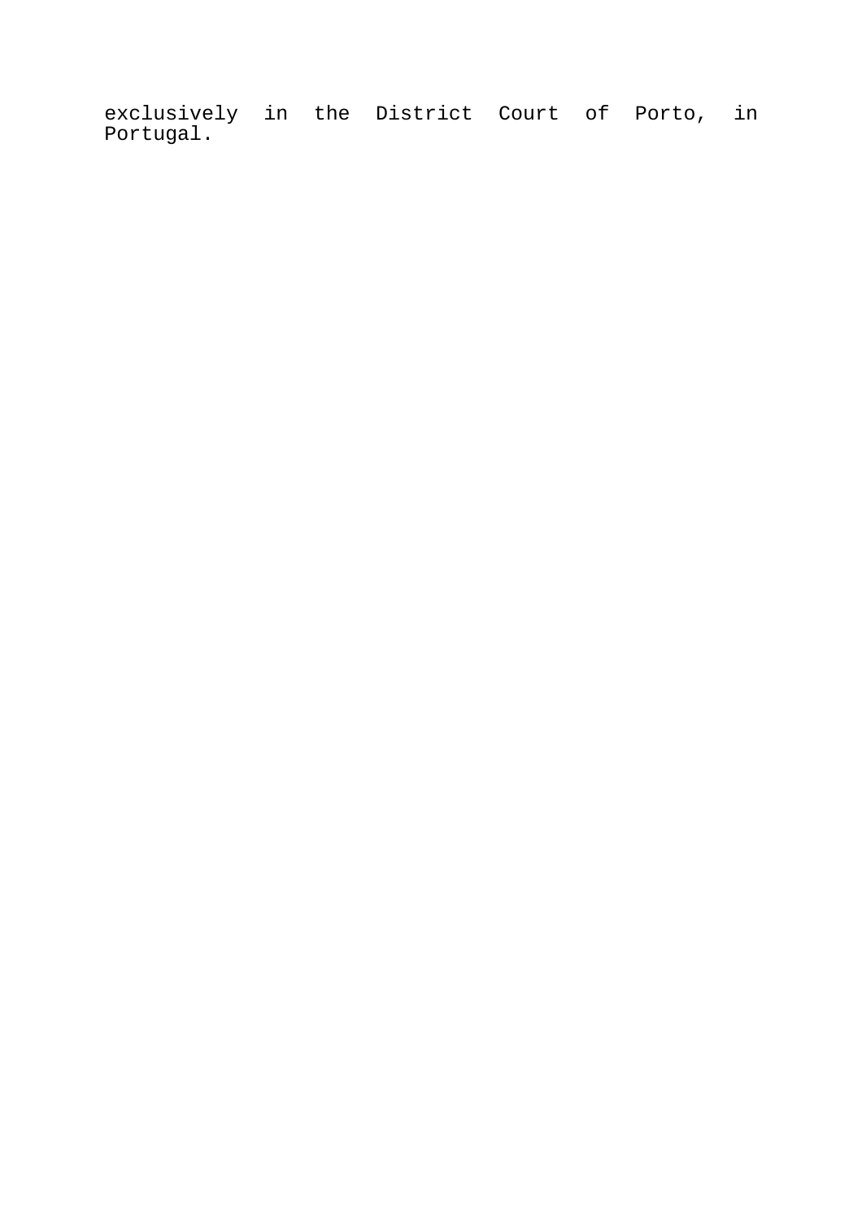exclusively in the District Court of Porto, in Portugal.